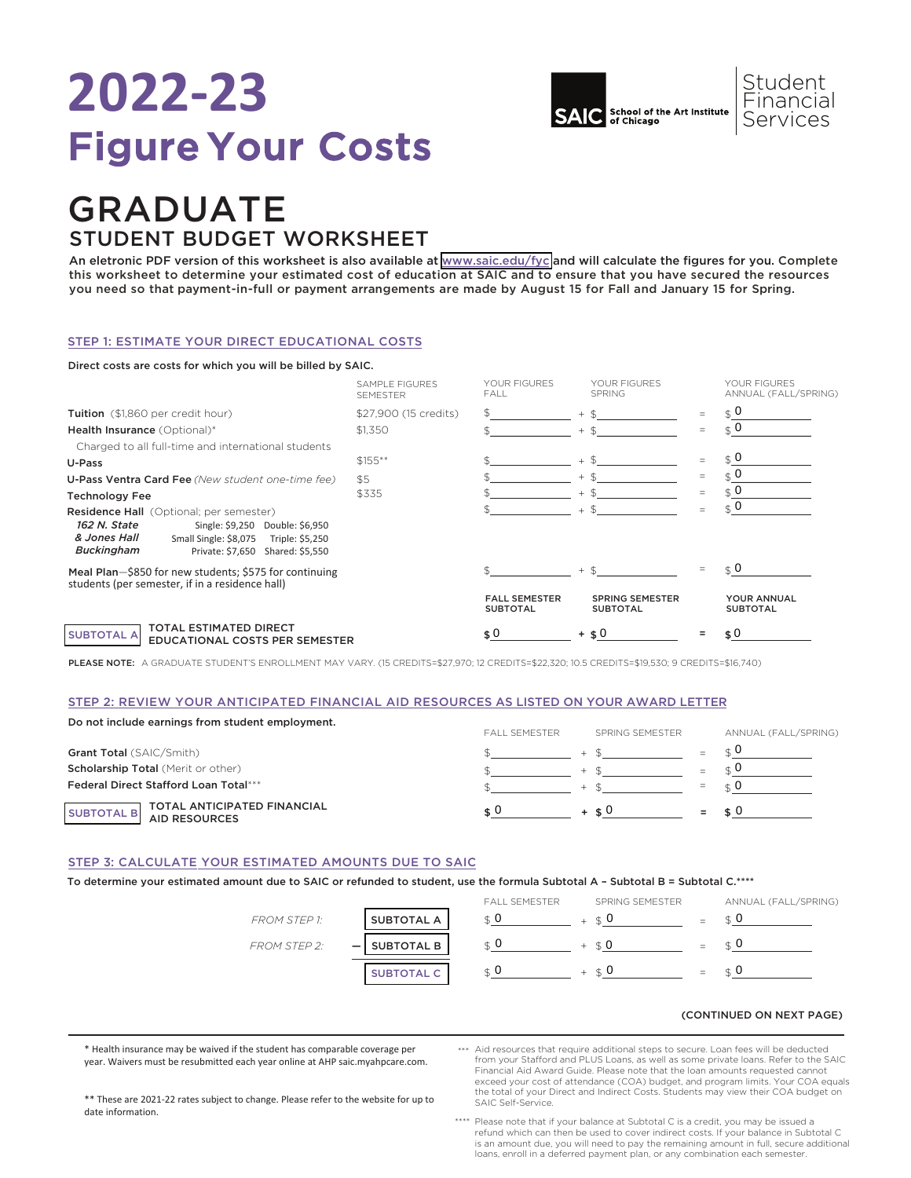# 2022-23 Figure Your Costs

SAIC School of the Art Institute of Chicago | Student Financial Services

# GRADUATE

## STUDENT BUDGET WORKSHEET

An eletronic PDF version of this worksheet is also available at www.saic.edu/fyc and will calculate the figures for you. Complete this worksheet to determine your estimated cost of education at SAIC and to ensure that you have secured the resources you need so that payment-in-full or payment arrangements are made by August 15 for Fall and January 15 for Spring.

### STEP 1: ESTIMATE YOUR DIRECT EDUCATIONAL COSTS

Direct costs are costs for which you will be billed by SAIC.

| | SAMPLE FIGURES SEMESTER | YOUR FIGURES FALL | | YOUR FIGURES SPRING | | YOUR FIGURES ANNUAL (FALL/SPRING) |
|---|---|---|---|---|---|---|
| **Tuition** ($1,860 per credit hour) | $27,900 (15 credits) | $ | + | $ | = | $ 0 |
| **Health Insurance** (Optional)* Charged to all full-time and international students | $1,350 | $ | + | $ | = | $ 0 |
| **U-Pass** | $155** | $ | + | $ | = | $ 0 |
| **U-Pass Ventra Card Fee** *(New student one-time fee)* | $5 | $ | + | $ | = | $ 0 |
| **Technology Fee** | $335 | $ | + | $ | = | $ 0 |
| **Residence Hall** (Optional; per semester) *162 N. State & Jones Hall Buckingham* — Single: $9,250; Double: $6,950; Small Single: $8,075; Triple: $5,250; Private: $7,650; Shared: $5,550 | | $ | + | $ | = | $ 0 |
| **Meal Plan**—$850 for new students; $575 for continuing students (per semester, if in a residence hall) | | $ | + | $ | = | $ 0 |
| | | **FALL SEMESTER SUBTOTAL** | | **SPRING SEMESTER SUBTOTAL** | | **YOUR ANNUAL SUBTOTAL** |
| **SUBTOTAL A** — **TOTAL ESTIMATED DIRECT EDUCATIONAL COSTS PER SEMESTER** | | $ 0 | + | $ 0 | = | $ 0 |

**PLEASE NOTE:** A GRADUATE STUDENT'S ENROLLMENT MAY VARY. (15 CREDITS=$27,970; 12 CREDITS=$22,320; 10.5 CREDITS=$19,530; 9 CREDITS=$16,740)

### STEP 2: REVIEW YOUR ANTICIPATED FINANCIAL AID RESOURCES AS LISTED ON YOUR AWARD LETTER

Do not include earnings from student employment.

| | FALL SEMESTER | | SPRING SEMESTER | | ANNUAL (FALL/SPRING) |
|---|---|---|---|---|---|
| **Grant Total** (SAIC/Smith) | $ | + | $ | = | $ 0 |
| **Scholarship Total** (Merit or other) | $ | + | $ | = | $ 0 |
| **Federal Direct Stafford Loan Total***** | $ | + | $ | = | $ 0 |
| **SUBTOTAL B** — **TOTAL ANTICIPATED FINANCIAL AID RESOURCES** | $ 0 | + | $ 0 | = | $ 0 |

### STEP 3: CALCULATE YOUR ESTIMATED AMOUNTS DUE TO SAIC

To determine your estimated amount due to SAIC or refunded to student, use the formula Subtotal A – Subtotal B = Subtotal C.****

| | | FALL SEMESTER | | SPRING SEMESTER | | ANNUAL (FALL/SPRING) |
|---|---|---|---|---|---|---|
| *FROM STEP 1:* | SUBTOTAL A | $ 0 | + | $ 0 | = | $ 0 |
| *FROM STEP 2:* | – SUBTOTAL B | $ 0 | + | $ 0 | = | $ 0 |
| | SUBTOTAL C | $ 0 | + | $ 0 | = | $ 0 |

(CONTINUED ON NEXT PAGE)

\* Health insurance may be waived if the student has comparable coverage per year. Waivers must be resubmitted each year online at AHP saic.myahpcare.com.

** These are 2021-22 rates subject to change. Please refer to the website for up to date information.

*** Aid resources that require additional steps to secure. Loan fees will be deducted from your Stafford and PLUS Loans, as well as some private loans. Refer to the SAIC Financial Aid Award Guide. Please note that the loan amounts requested cannot exceed your cost of attendance (COA) budget, and program limits. Your COA equals the total of your Direct and Indirect Costs. Students may view their COA budget on SAIC Self-Service.

**** Please note that if your balance at Subtotal C is a credit, you may be issued a refund which can then be used to cover indirect costs. If your balance in Subtotal C is an amount due, you will need to pay the remaining amount in full, secure additional loans, enroll in a deferred payment plan, or any combination each semester.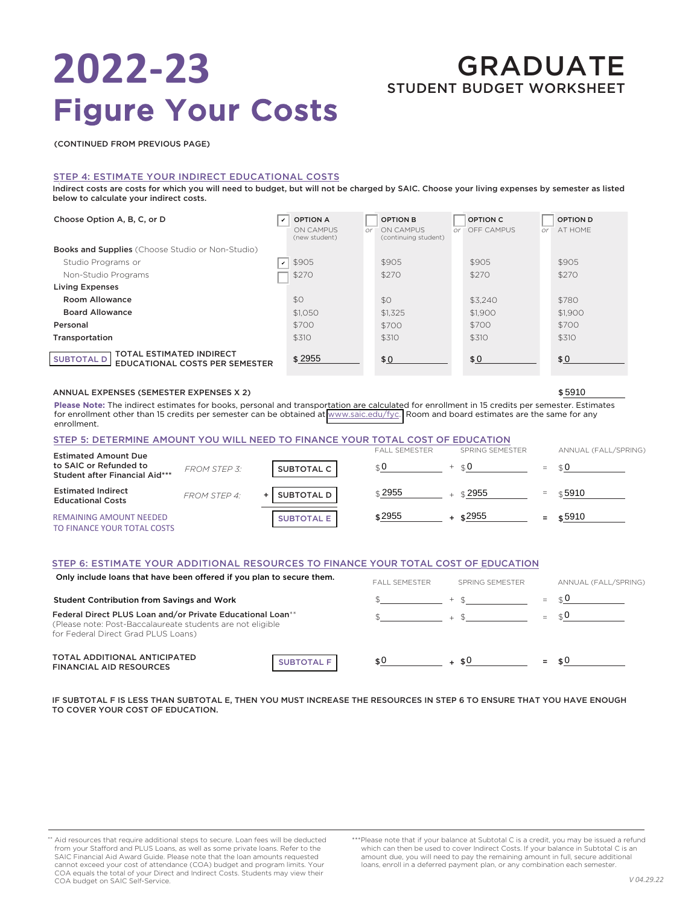# 2022-23 Figure Your Costs

## GRADUATE STUDENT BUDGET WORKSHEET

(CONTINUED FROM PREVIOUS PAGE)

### STEP 4: ESTIMATE YOUR INDIRECT EDUCATIONAL COSTS

**Indirect costs are costs for which you will need to budget, but will not be charged by SAIC. Choose your living expenses by semester as listed below to calculate your indirect costs.**

| Choose Option A, B, C, or D | ☑ OPTION A ON CAMPUS (new student) | or ☐ OPTION B ON CAMPUS (continuing student) | or ☐ OPTION C OFF CAMPUS | or ☐ OPTION D AT HOME |
|---|---|---|---|---|
| **Books and Supplies** (Choose Studio or Non-Studio) | | | | |
| Studio Programs or | ☑ $905 | $905 | $905 | $905 |
| Non-Studio Programs | ☐ $270 | $270 | $270 | $270 |
| **Living Expenses** | | | | |
| **Room Allowance** | $0 | $0 | $3,240 | $780 |
| **Board Allowance** | $1,050 | $1,325 | $1,900 | $1,900 |
| **Personal** | $700 | $700 | $700 | $700 |
| **Transportation** | $310 | $310 | $310 | $310 |
| SUBTOTAL D — TOTAL ESTIMATED INDIRECT EDUCATIONAL COSTS PER SEMESTER | $ 2955 | $ 0 | $ 0 | $ 0 |

ANNUAL EXPENSES (SEMESTER EXPENSES X 2) $ 5910

**Please Note:** The indirect estimates for books, personal and transportation are calculated for enrollment in 15 credits per semester. Estimates for enrollment other than 15 credits per semester can be obtained at www.saic.edu/fyc. Room and board estimates are the same for any enrollment.

### STEP 5: DETERMINE AMOUNT YOU WILL NEED TO FINANCE YOUR TOTAL COST OF EDUCATION

| | | | FALL SEMESTER | | SPRING SEMESTER | | ANNUAL (FALL/SPRING) |
|---|---|---|---|---|---|---|---|
| **Estimated Amount Due to SAIC or Refunded to Student after Financial Aid\*\*\*** | *FROM STEP 3:* | SUBTOTAL C | $ 0 | + | $ 0 | = | $ 0 |
| **Estimated Indirect Educational Costs** | *FROM STEP 4:* | + SUBTOTAL D | $ 2955 | + | $ 2955 | = | $ 5910 |
| REMAINING AMOUNT NEEDED TO FINANCE YOUR TOTAL COSTS | | SUBTOTAL E | $ 2955 | + | $ 2955 | = | $ 5910 |

### STEP 6: ESTIMATE YOUR ADDITIONAL RESOURCES TO FINANCE YOUR TOTAL COST OF EDUCATION

**Only include loans that have been offered if you plan to secure them.**

| | | FALL SEMESTER | | SPRING SEMESTER | | ANNUAL (FALL/SPRING) |
|---|---|---|---|---|---|---|
| **Student Contribution from Savings and Work** | | $ | + | $ | = | $ 0 |
| **Federal Direct PLUS Loan and/or Private Educational Loan\*\*** (Please note: Post-Baccalaureate students are not eligible for Federal Direct Grad PLUS Loans) | | $ | + | $ | = | $ 0 |
| **TOTAL ADDITIONAL ANTICIPATED FINANCIAL AID RESOURCES** | SUBTOTAL F | $ 0 | + | $ 0 | = | $ 0 |

**IF SUBTOTAL F IS LESS THAN SUBTOTAL E, THEN YOU MUST INCREASE THE RESOURCES IN STEP 6 TO ENSURE THAT YOU HAVE ENOUGH TO COVER YOUR COST OF EDUCATION.**

\*\* Aid resources that require additional steps to secure. Loan fees will be deducted from your Stafford and PLUS Loans, as well as some private loans. Refer to the SAIC Financial Aid Award Guide. Please note that the loan amounts requested cannot exceed your cost of attendance (COA) budget and program limits. Your COA equals the total of your Direct and Indirect Costs. Students may view their COA budget on SAIC Self-Service.

\*\*\*Please note that if your balance at Subtotal C is a credit, you may be issued a refund which can then be used to cover Indirect Costs. If your balance in Subtotal C is an amount due, you will need to pay the remaining amount in full, secure additional loans, enroll in a deferred payment plan, or any combination each semester.

V 04.29.22